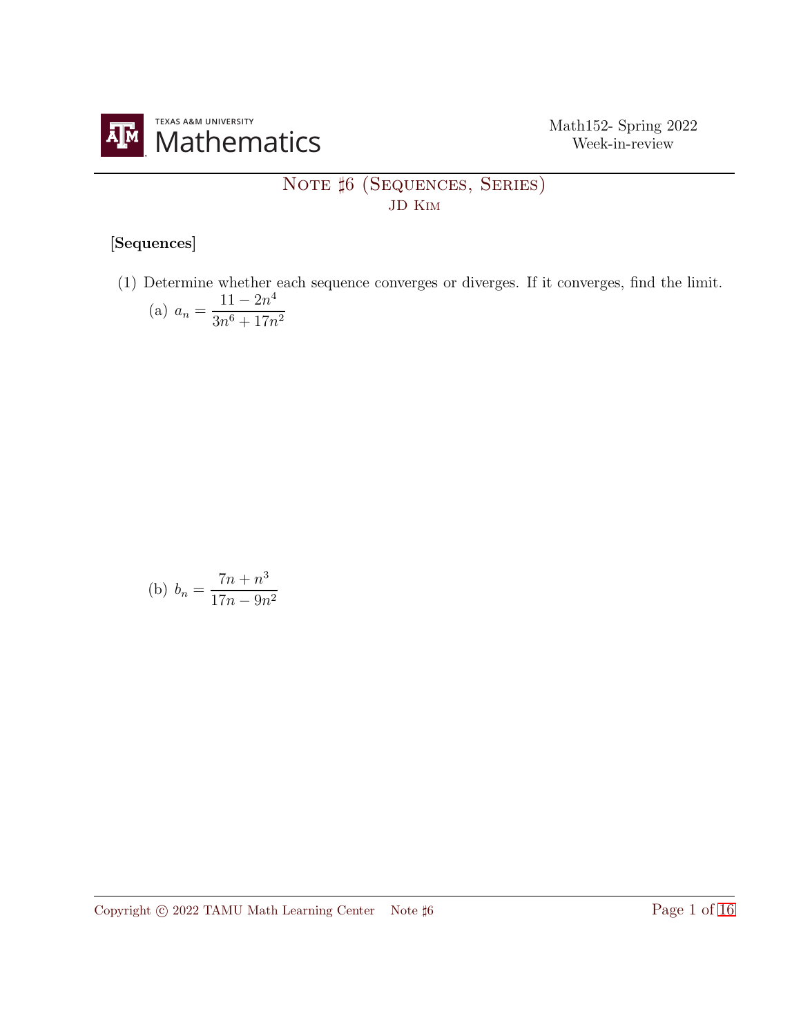# Note ♯6 (Sequences, Series)

JD Kim

**[Sequences]**

(1) Determine whether each sequence converges or diverges. If it converges, find the limit.

(a) $a_n = \dfrac{11 - 2n^4}{3n^6 + 17n^2}$

(b) $b_n = \dfrac{7n + n^3}{17n - 9n^2}$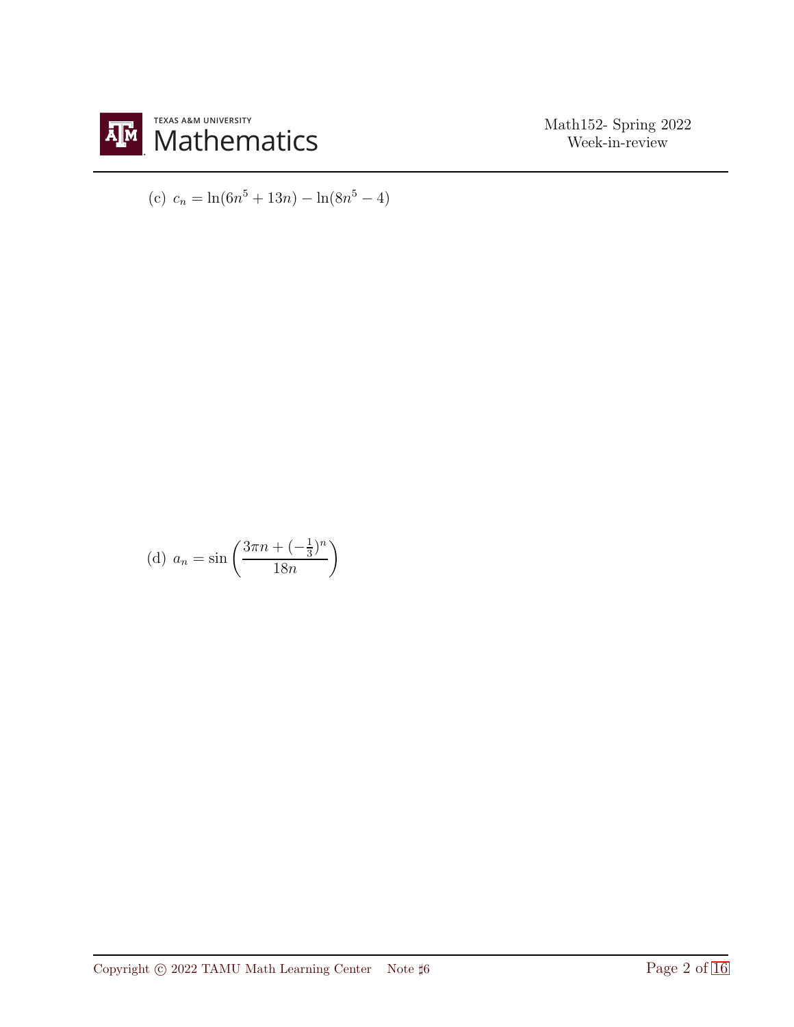(c) $c_n = \ln(6n^5 + 13n) - \ln(8n^5 - 4)$

(d) $a_n = \sin\left(\dfrac{3\pi n + (-\frac{1}{3})^n}{18n}\right)$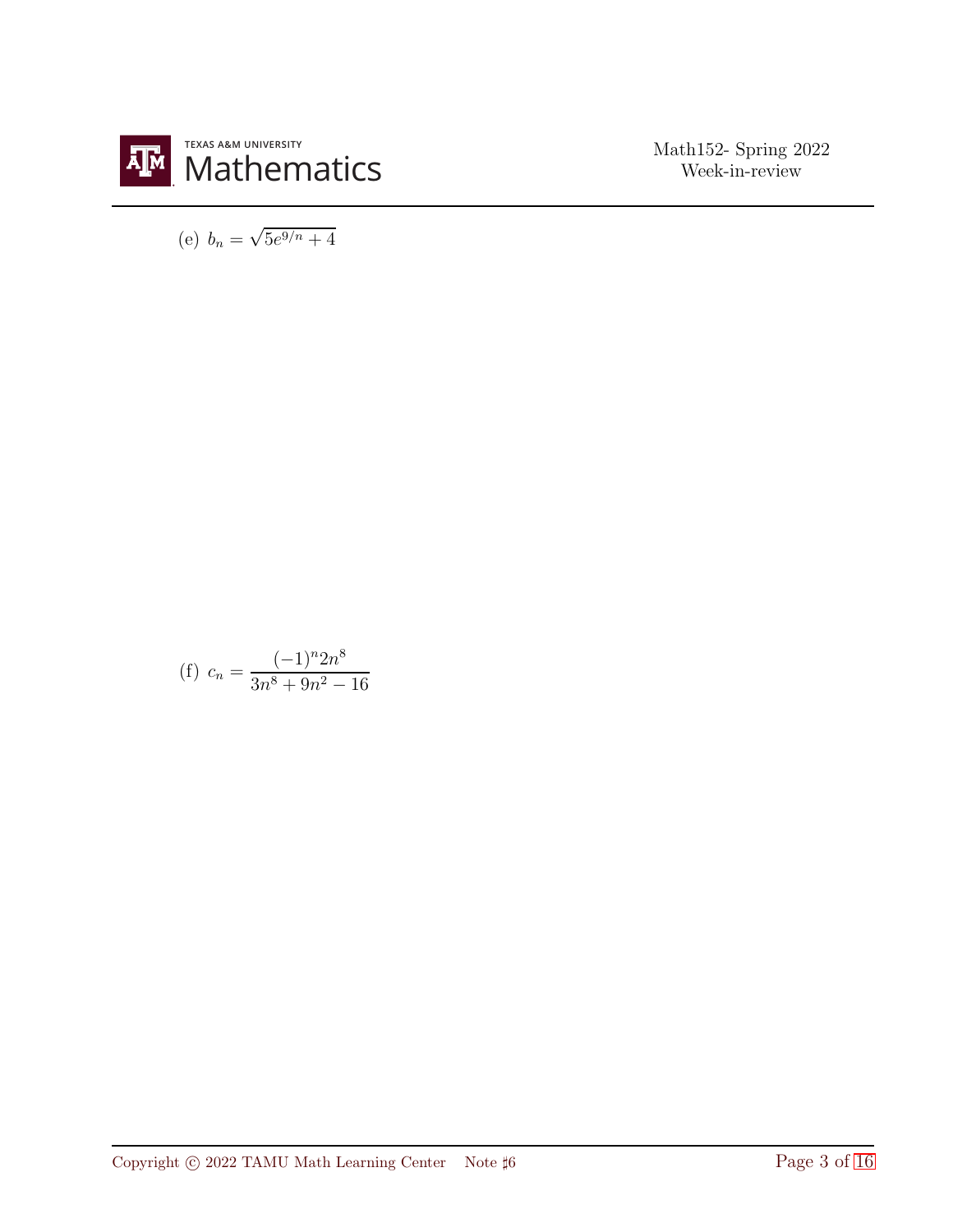(e) $b_n = \sqrt{5e^{9/n} + 4}$

(f) $c_n = \dfrac{(-1)^n 2n^8}{3n^8 + 9n^2 - 16}$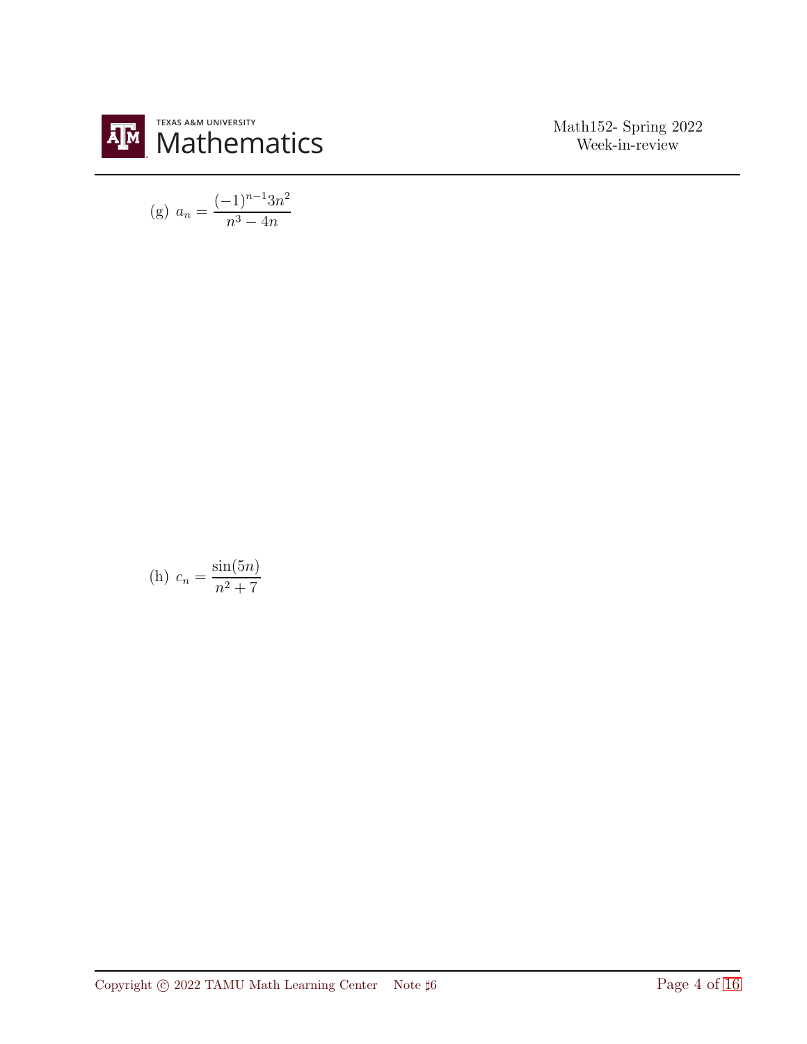(g) $a_n = \dfrac{(-1)^{n-1}3n^2}{n^3 - 4n}$

(h) $c_n = \dfrac{\sin(5n)}{n^2 + 7}$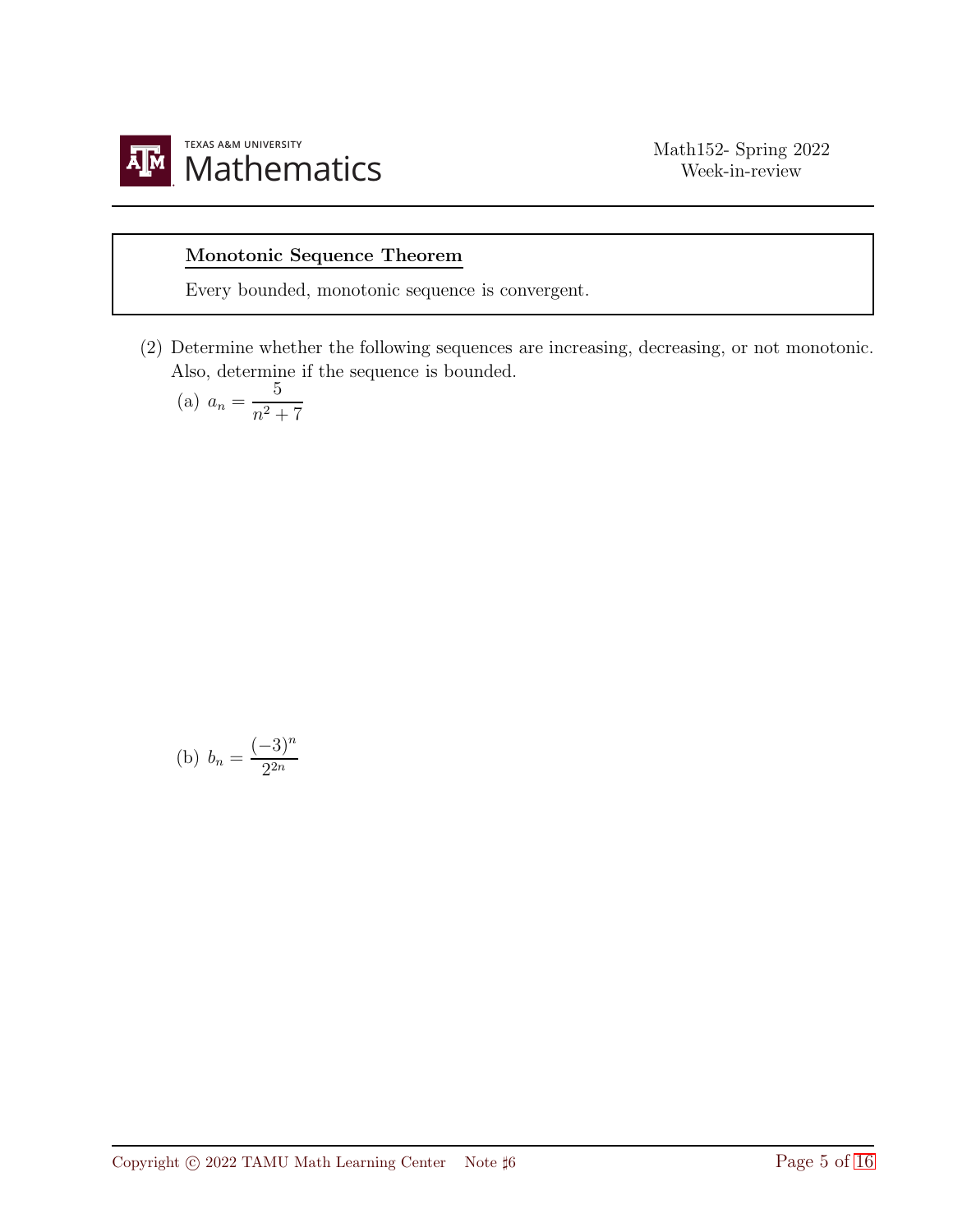**Monotonic Sequence Theorem**

Every bounded, monotonic sequence is convergent.

(2) Determine whether the following sequences are increasing, decreasing, or not monotonic. Also, determine if the sequence is bounded.

(a) $a_n = \dfrac{5}{n^2 + 7}$

(b) $b_n = \dfrac{(-3)^n}{2^{2n}}$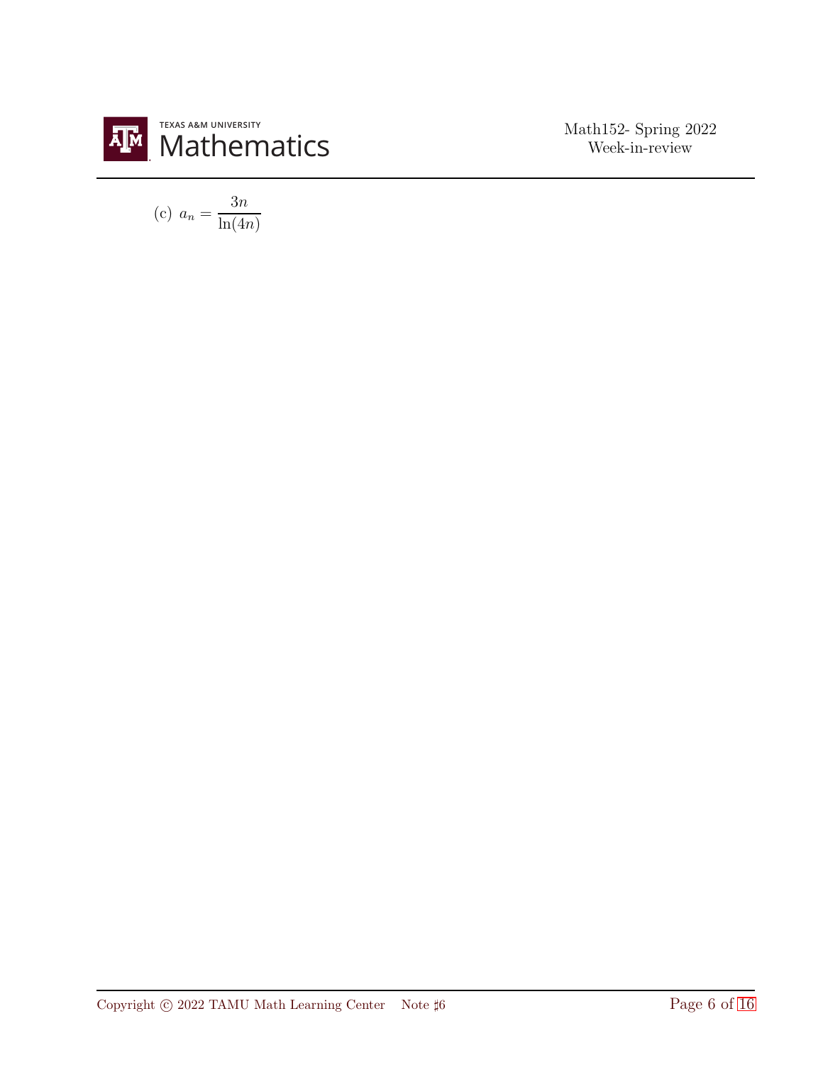(c) $a_n = \dfrac{3n}{\ln(4n)}$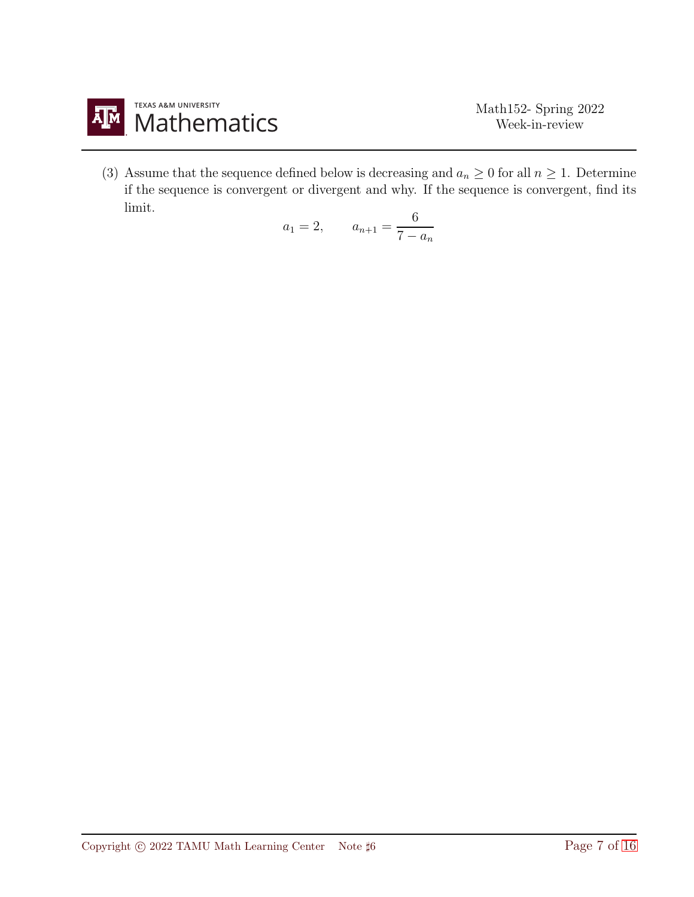(3) Assume that the sequence defined below is decreasing and $a_n \geq 0$ for all $n \geq 1$. Determine if the sequence is convergent or divergent and why. If the sequence is convergent, find its limit.

$$a_1 = 2, \qquad a_{n+1} = \frac{6}{7 - a_n}$$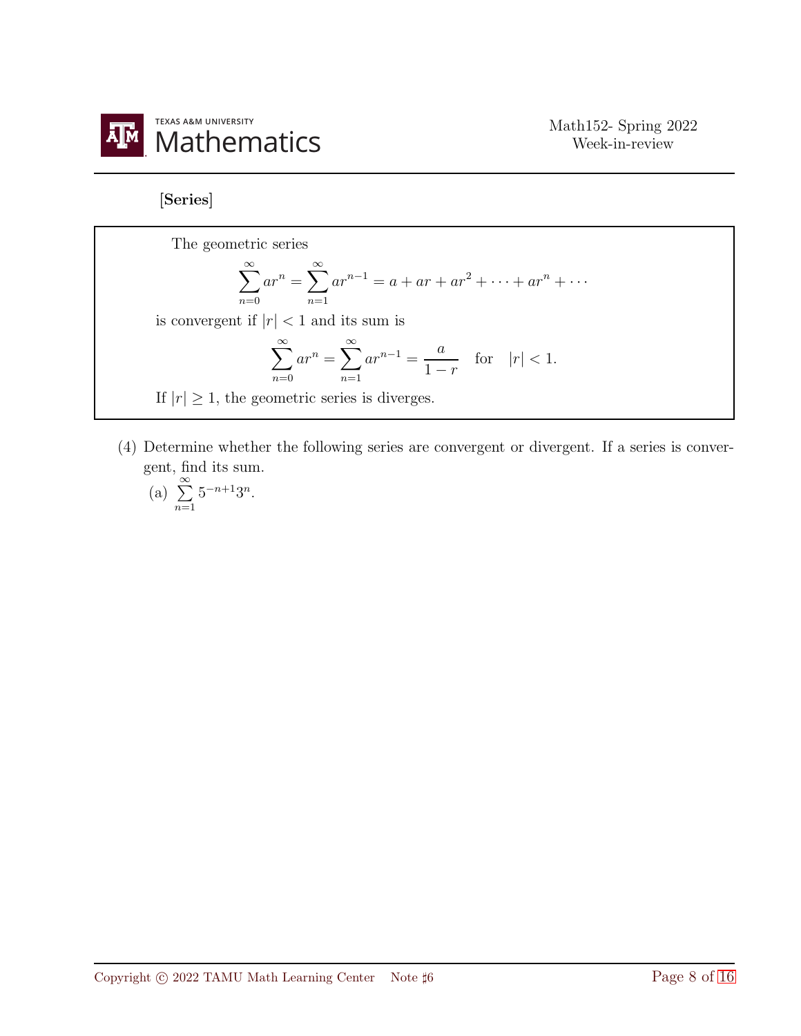**[Series]**

> The geometric series
>
> $$\sum_{n=0}^{\infty} ar^n = \sum_{n=1}^{\infty} ar^{n-1} = a + ar + ar^2 + \cdots + ar^n + \cdots$$
>
> is convergent if $|r| < 1$ and its sum is
>
> $$\sum_{n=0}^{\infty} ar^n = \sum_{n=1}^{\infty} ar^{n-1} = \frac{a}{1-r} \quad \text{for} \quad |r| < 1.$$
>
> If $|r| \geq 1$, the geometric series is diverges.

(4) Determine whether the following series are convergent or divergent. If a series is convergent, find its sum.

(a) $\sum\limits_{n=1}^{\infty} 5^{-n+1} 3^n$.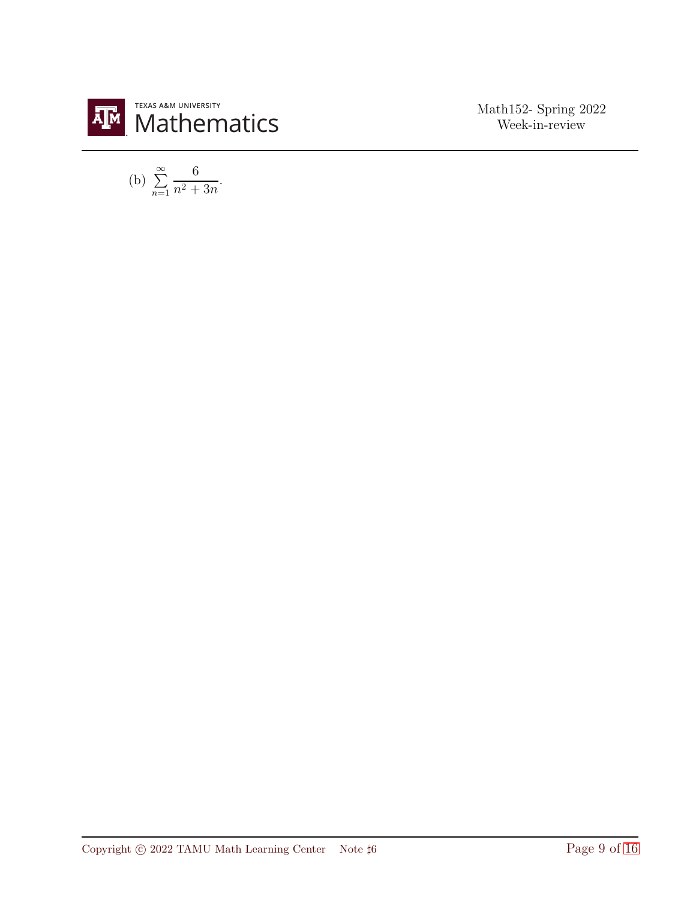(b) $\sum_{n=1}^{\infty} \frac{6}{n^2 + 3n}$.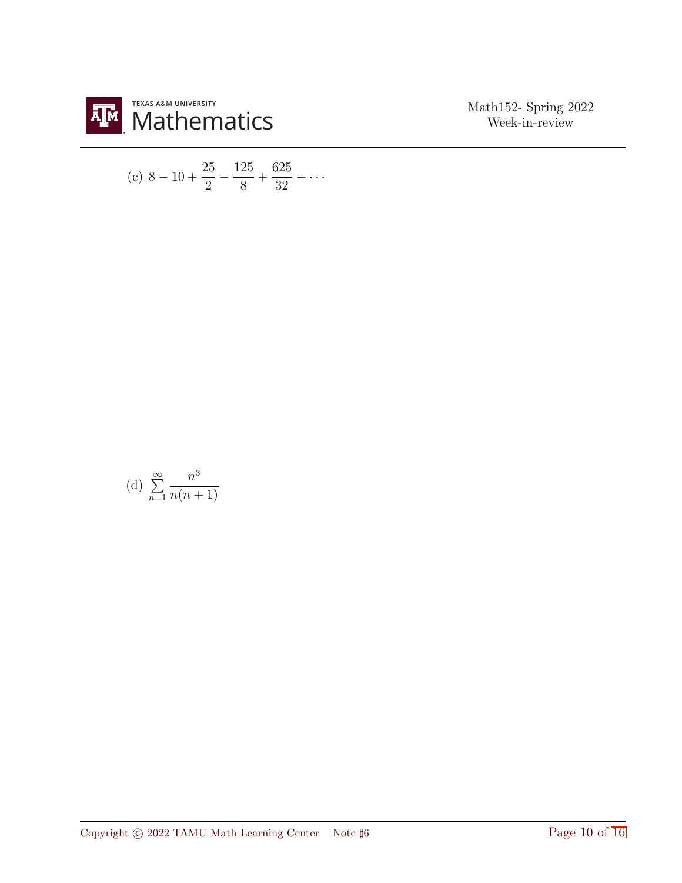(c) $8 - 10 + \dfrac{25}{2} - \dfrac{125}{8} + \dfrac{625}{32} - \cdots$

(d) $\displaystyle\sum_{n=1}^{\infty} \frac{n^3}{n(n+1)}$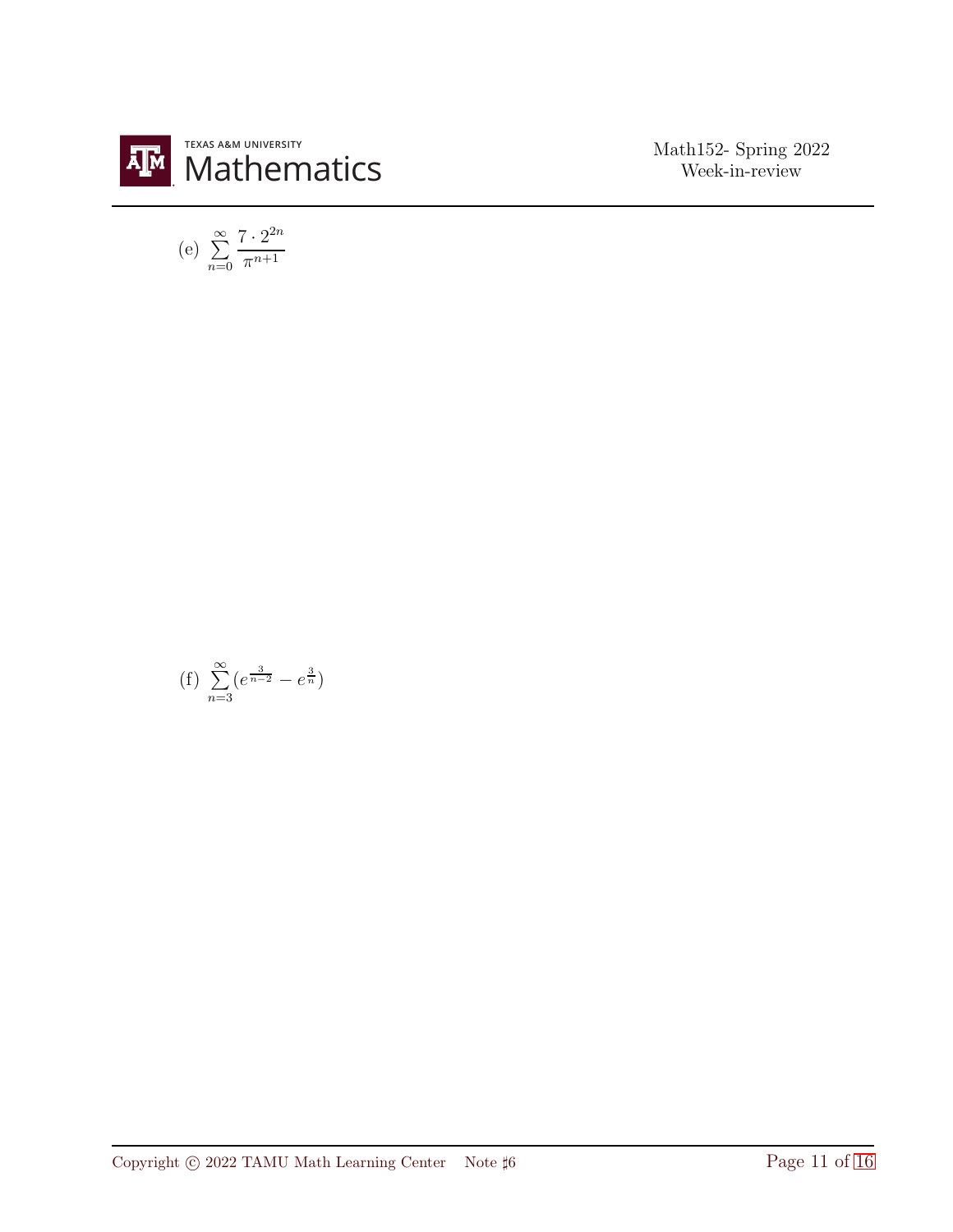(e) $\sum_{n=0}^{\infty} \frac{7 \cdot 2^{2n}}{\pi^{n+1}}$

(f) $\sum_{n=3}^{\infty} (e^{\frac{3}{n-2}} - e^{\frac{3}{n}})$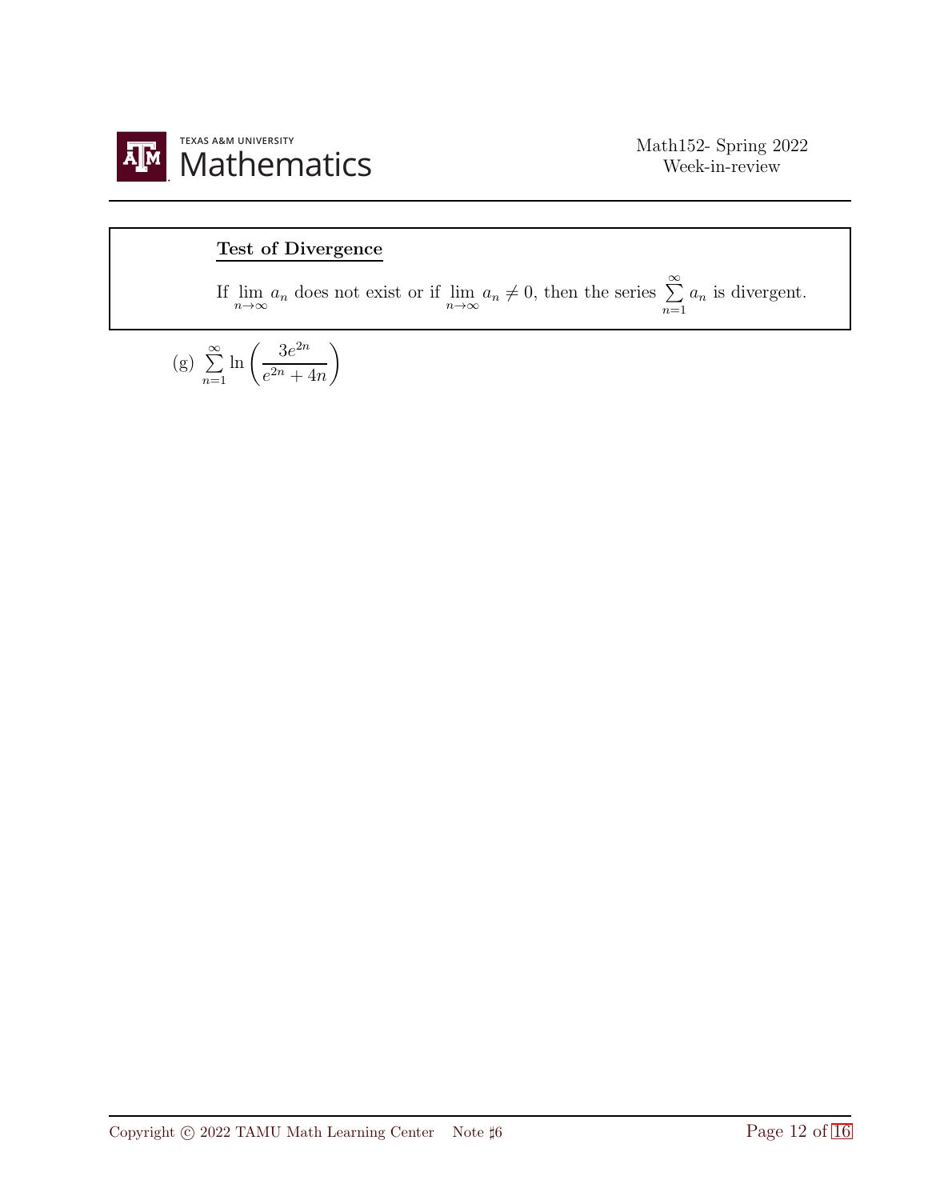**Test of Divergence**

If $\lim_{n\to\infty} a_n$ does not exist or if $\lim_{n\to\infty} a_n \neq 0$, then the series $\sum_{n=1}^{\infty} a_n$ is divergent.

(g) $\sum_{n=1}^{\infty} \ln\left(\dfrac{3e^{2n}}{e^{2n}+4n}\right)$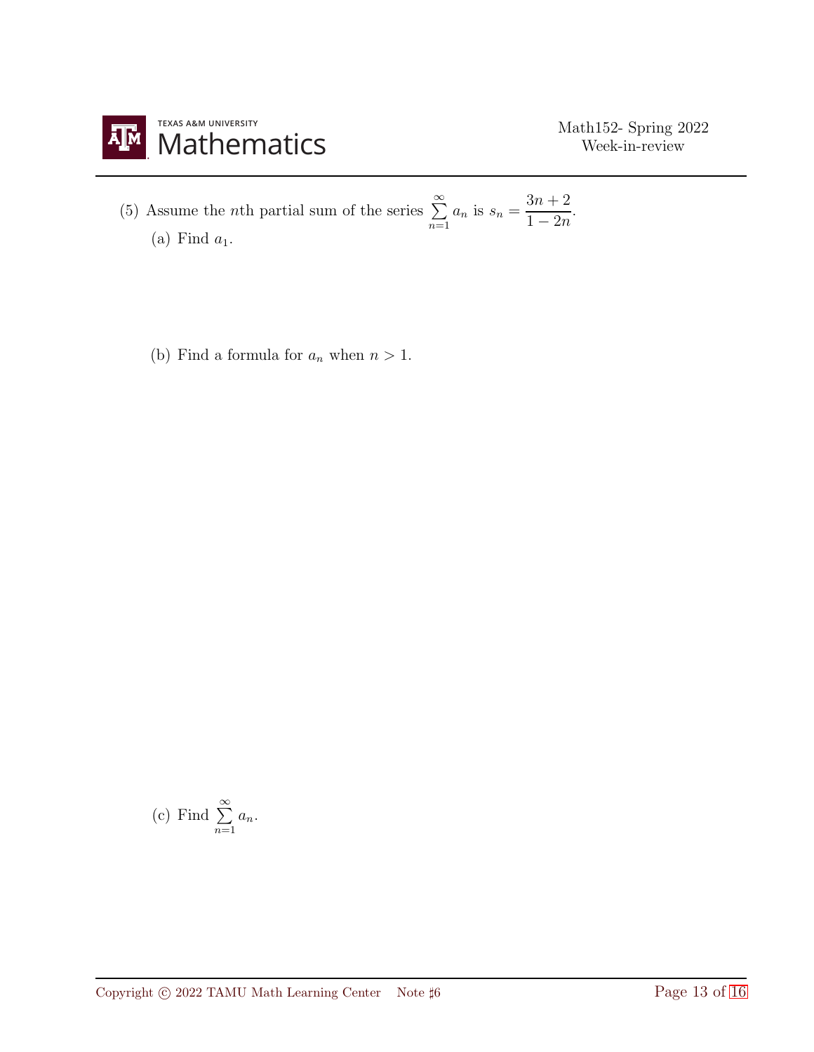(5) Assume the $n$th partial sum of the series $\sum_{n=1}^{\infty} a_n$ is $s_n = \dfrac{3n+2}{1-2n}$.

(a) Find $a_1$.

(b) Find a formula for $a_n$ when $n > 1$.

(c) Find $\sum_{n=1}^{\infty} a_n$.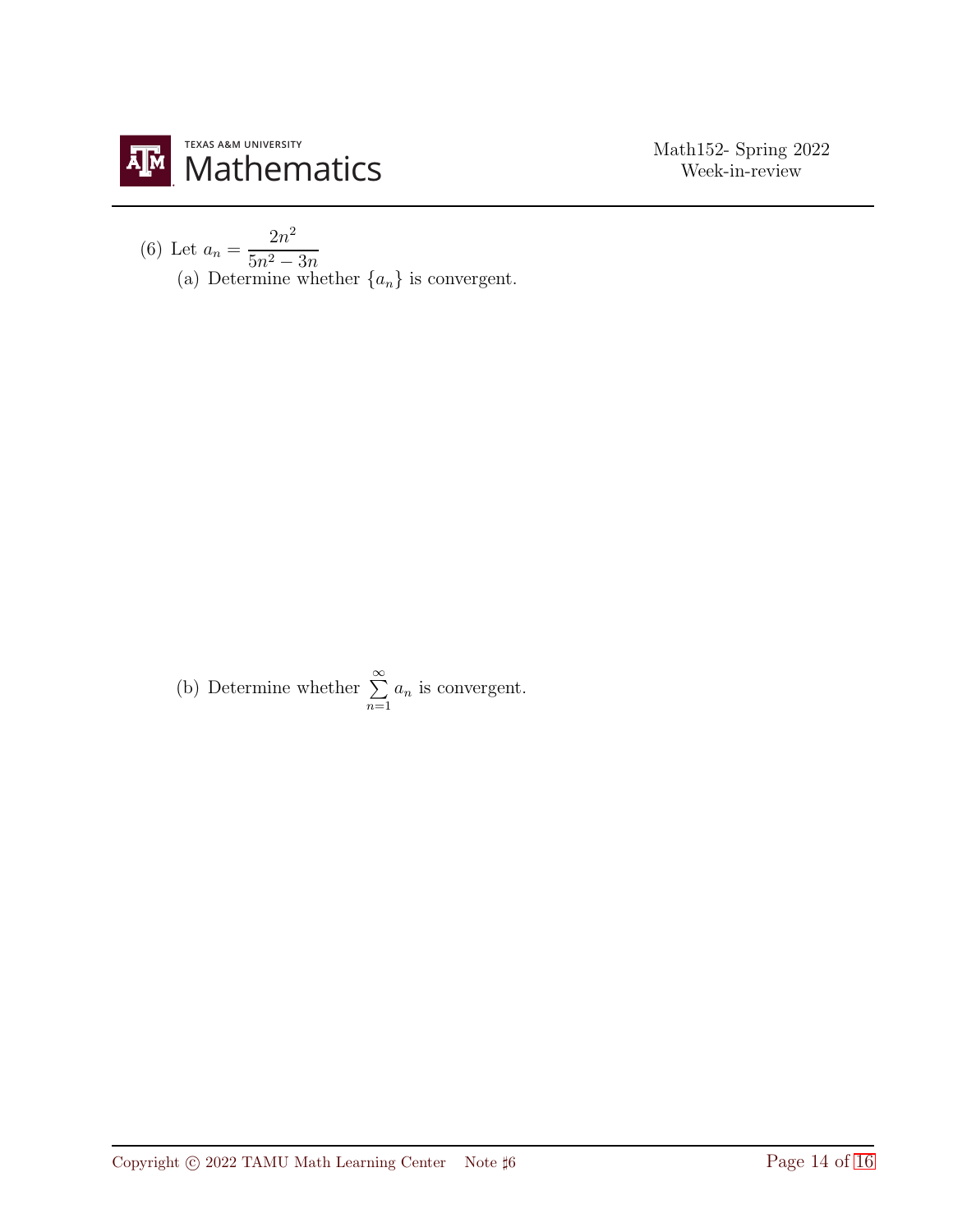(6) Let $a_n = \dfrac{2n^2}{5n^2 - 3n}$

(a) Determine whether $\{a_n\}$ is convergent.

(b) Determine whether $\sum_{n=1}^{\infty} a_n$ is convergent.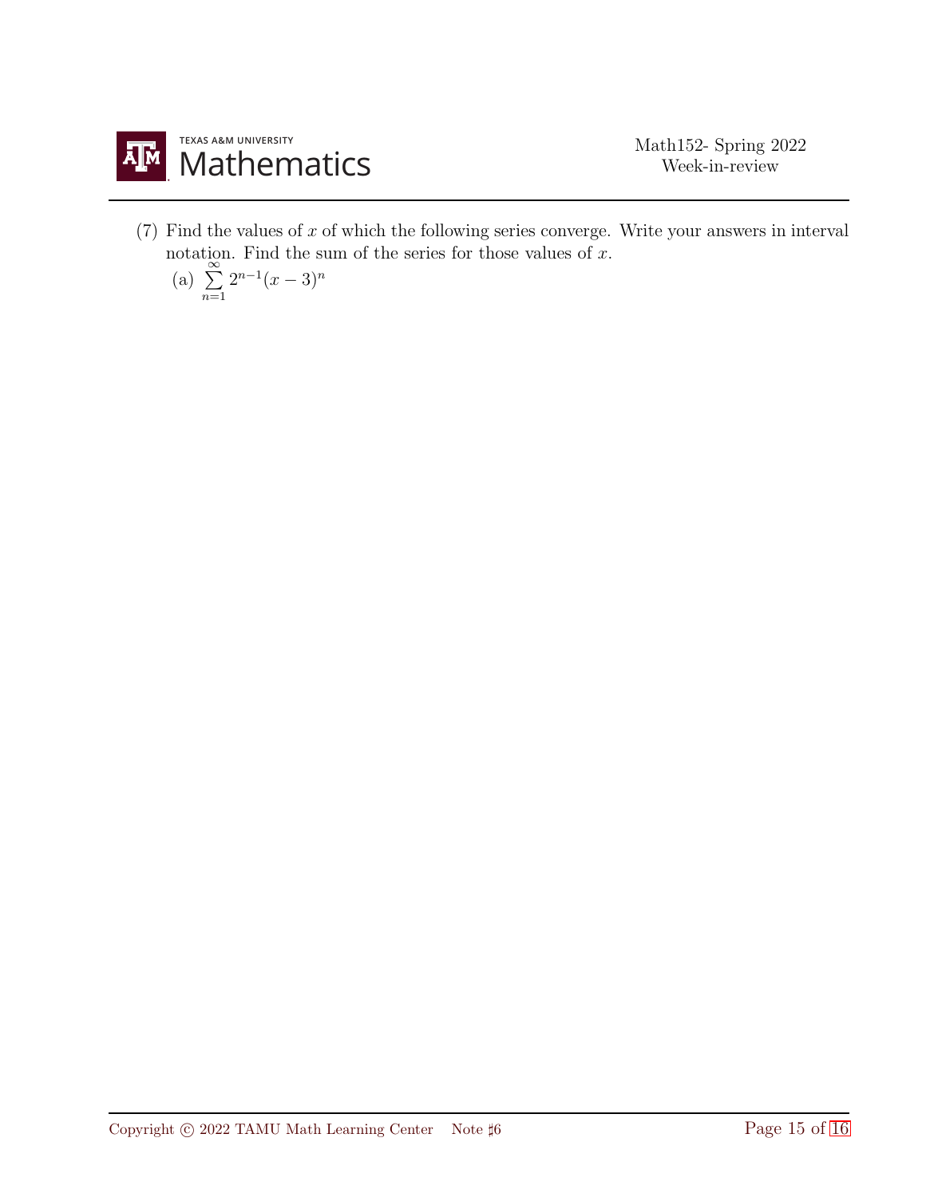(7) Find the values of $x$ of which the following series converge. Write your answers in interval notation. Find the sum of the series for those values of $x$.

(a) $\sum_{n=1}^{\infty} 2^{n-1}(x-3)^n$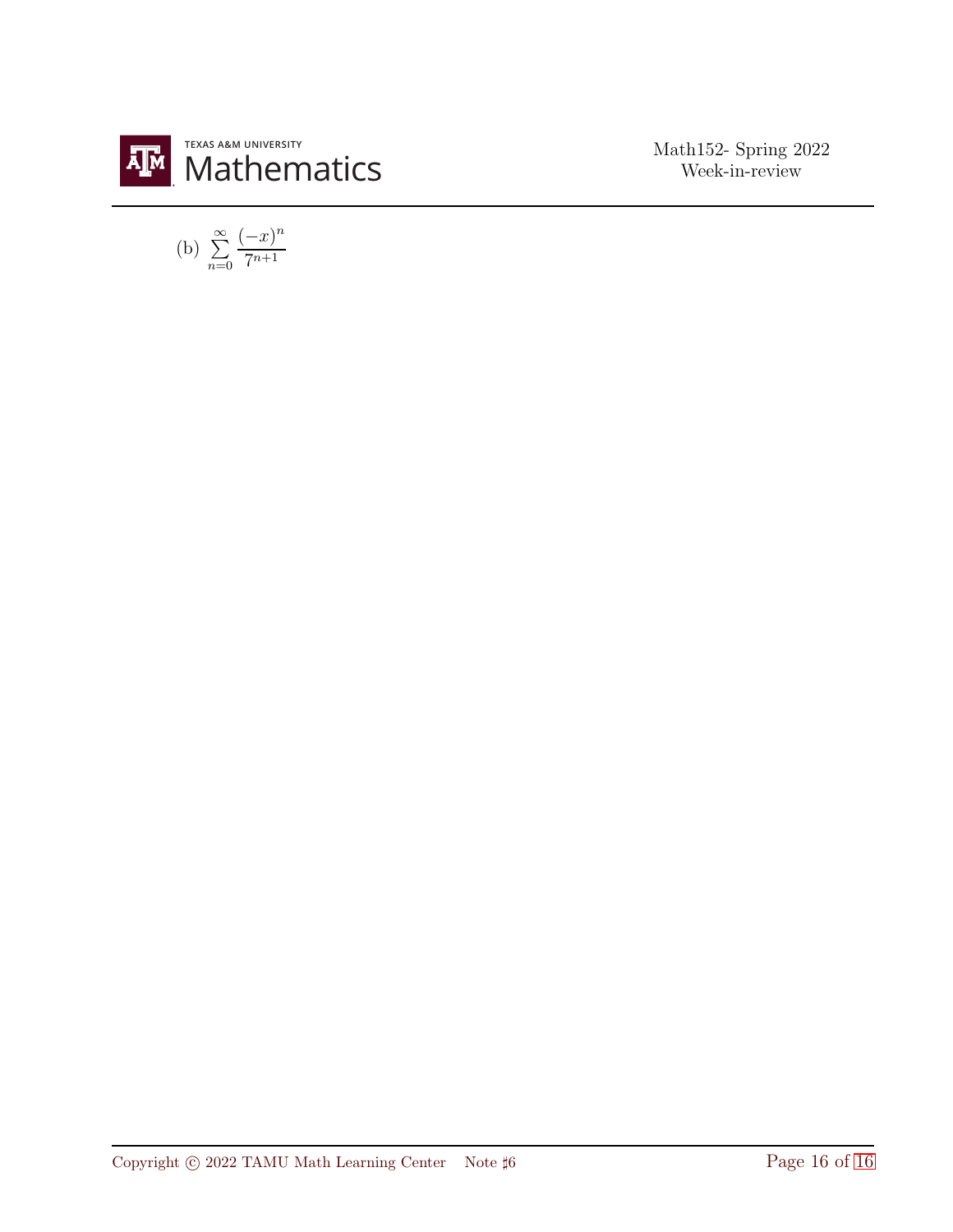(b) $\sum_{n=0}^{\infty} \frac{(-x)^n}{7^{n+1}}$